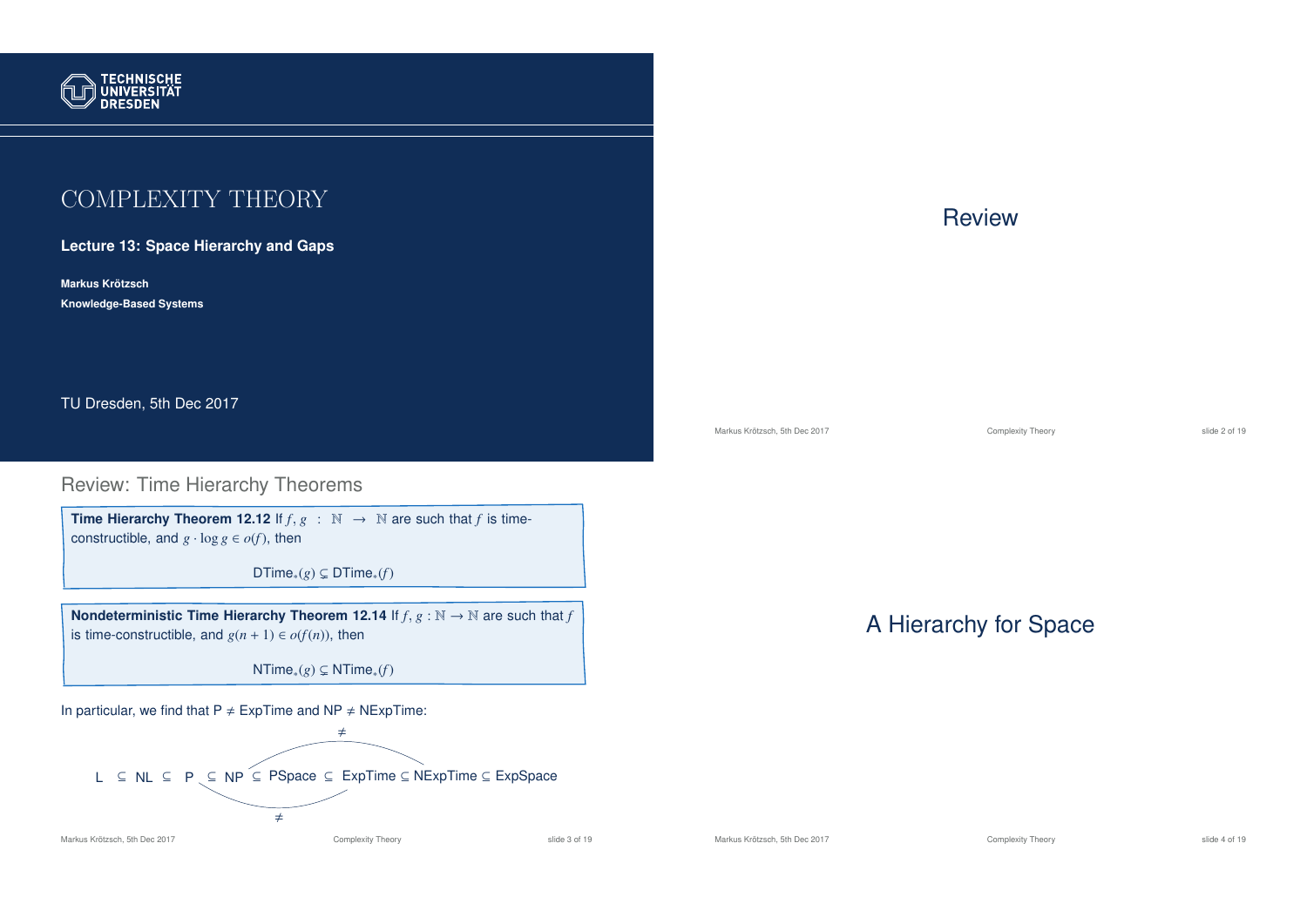# COMPLEXITY THEORY

**Lecture 13: Space Hierarchy and Gaps**

**Markus Krötzsch**

**Knowledge-Based Systems**

TU Dresden, 5th Dec 2017

# Review

## Review: Time Hierarchy Theorems

**Time Hierarchy Theorem 12.12** If $f, g : \mathbb{N} \to \mathbb{N}$ are such that $f$ is time-constructible, and $g \cdot \log g \in o(f)$, then

$$\mathsf{DTime}_*(g) \subsetneq \mathsf{DTime}_*(f)$$

**Nondeterministic Time Hierarchy Theorem 12.14** If $f, g : \mathbb{N} \to \mathbb{N}$ are such that $f$ is time-constructible, and $g(n+1) \in o(f(n))$, then

$$\mathsf{NTime}_*(g) \subsetneq \mathsf{NTime}_*(f)$$

In particular, we find that P $\neq$ ExpTime and NP $\neq$ NExpTime:

$$\mathsf{L} \subseteq \mathsf{NL} \subseteq \mathsf{P} \subseteq \mathsf{NP} \subseteq \mathsf{PSpace} \subseteq \mathsf{ExpTime} \subseteq \mathsf{NExpTime} \subseteq \mathsf{ExpSpace}$$

(with P $\neq$ ExpTime and NP $\neq$ NExpTime)

# A Hierarchy for Space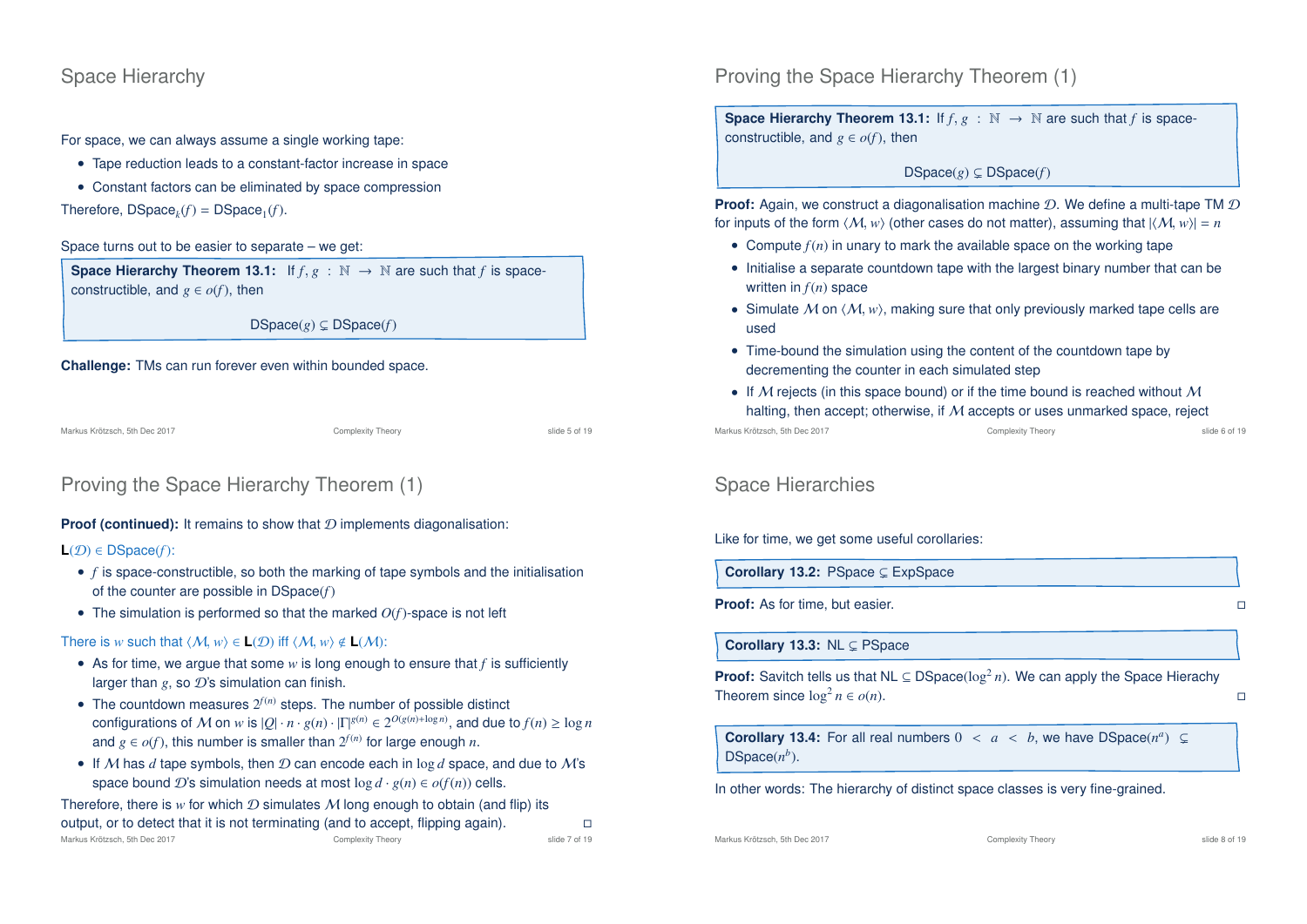## Space Hierarchy

For space, we can always assume a single working tape:

- Tape reduction leads to a constant-factor increase in space
- Constant factors can be eliminated by space compression

Therefore, $\mathsf{DSpace}_k(f) = \mathsf{DSpace}_1(f)$.

Space turns out to be easier to separate – we get:

**Space Hierarchy Theorem 13.1:** If $f, g : \mathbb{N} \to \mathbb{N}$ are such that $f$ is space-constructible, and $g \in o(f)$, then

$$\mathsf{DSpace}(g) \subsetneq \mathsf{DSpace}(f)$$

**Challenge:** TMs can run forever even within bounded space.

## Proving the Space Hierarchy Theorem (1)

**Space Hierarchy Theorem 13.1:** If $f, g : \mathbb{N} \to \mathbb{N}$ are such that $f$ is space-constructible, and $g \in o(f)$, then

$$\mathsf{DSpace}(g) \subsetneq \mathsf{DSpace}(f)$$

**Proof:** Again, we construct a diagonalisation machine $\mathcal{D}$. We define a multi-tape TM $\mathcal{D}$ for inputs of the form $\langle \mathcal{M}, w \rangle$ (other cases do not matter), assuming that $|\langle \mathcal{M}, w \rangle| = n$

- Compute $f(n)$ in unary to mark the available space on the working tape
- Initialise a separate countdown tape with the largest binary number that can be written in $f(n)$ space
- Simulate $\mathcal{M}$ on $\langle \mathcal{M}, w \rangle$, making sure that only previously marked tape cells are used
- Time-bound the simulation using the content of the countdown tape by decrementing the counter in each simulated step
- If $\mathcal{M}$ rejects (in this space bound) or if the time bound is reached without $\mathcal{M}$ halting, then accept; otherwise, if $\mathcal{M}$ accepts or uses unmarked space, reject

## Proving the Space Hierarchy Theorem (1)

**Proof (continued):** It remains to show that $\mathcal{D}$ implements diagonalisation:

$\mathbf{L}(\mathcal{D}) \in \mathsf{DSpace}(f)$:

- $f$ is space-constructible, so both the marking of tape symbols and the initialisation of the counter are possible in $\mathsf{DSpace}(f)$
- The simulation is performed so that the marked $O(f)$-space is not left

There is $w$ such that $\langle \mathcal{M}, w \rangle \in \mathbf{L}(\mathcal{D})$ iff $\langle \mathcal{M}, w \rangle \notin \mathbf{L}(\mathcal{M})$:

- As for time, we argue that some $w$ is long enough to ensure that $f$ is sufficiently larger than $g$, so $\mathcal{D}$'s simulation can finish.
- The countdown measures $2^{f(n)}$ steps. The number of possible distinct configurations of $\mathcal{M}$ on $w$ is $|Q| \cdot n \cdot g(n) \cdot |\Gamma|^{g(n)} \in 2^{O(g(n)+\log n)}$, and due to $f(n) \geq \log n$ and $g \in o(f)$, this number is smaller than $2^{f(n)}$ for large enough $n$.
- If $\mathcal{M}$ has $d$ tape symbols, then $\mathcal{D}$ can encode each in $\log d$ space, and due to $\mathcal{M}$'s space bound $\mathcal{D}$'s simulation needs at most $\log d \cdot g(n) \in o(f(n))$ cells.

Therefore, there is $w$ for which $\mathcal{D}$ simulates $\mathcal{M}$ long enough to obtain (and flip) its output, or to detect that it is not terminating (and to accept, flipping again). □

## Space Hierarchies

Like for time, we get some useful corollaries:

**Corollary 13.2:** $\mathsf{PSpace} \subsetneq \mathsf{ExpSpace}$

**Proof:** As for time, but easier. □

**Corollary 13.3:** $\mathsf{NL} \subsetneq \mathsf{PSpace}$

**Proof:** Savitch tells us that $\mathsf{NL} \subseteq \mathsf{DSpace}(\log^2 n)$. We can apply the Space Hierarchy Theorem since $\log^2 n \in o(n)$. □

**Corollary 13.4:** For all real numbers $0 < a < b$, we have $\mathsf{DSpace}(n^a) \subsetneq \mathsf{DSpace}(n^b)$.

In other words: The hierarchy of distinct space classes is very fine-grained.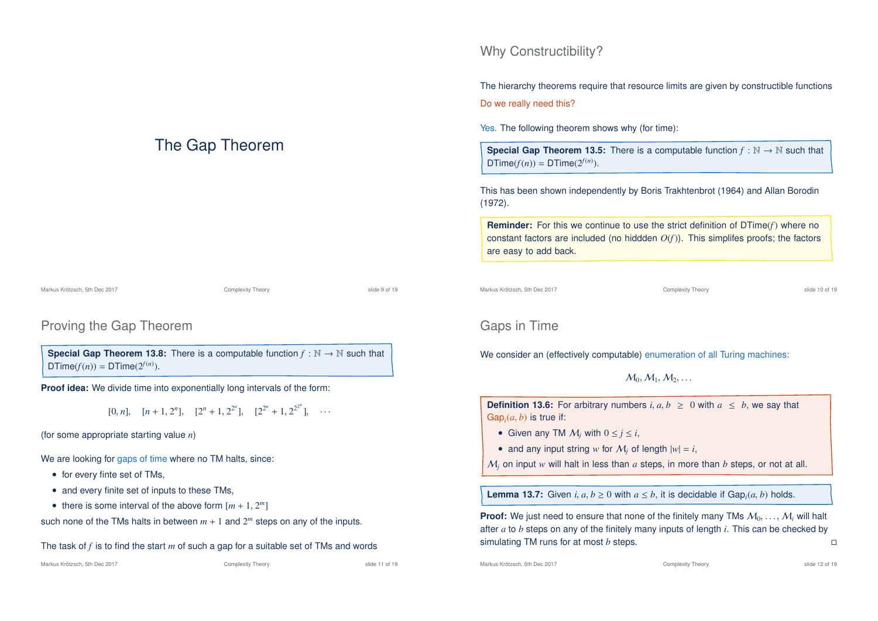# The Gap Theorem

## Why Constructibility?

The hierarchy theorems require that resource limits are given by constructible functions

Do we really need this?

Yes. The following theorem shows why (for time):

> **Special Gap Theorem 13.5:** There is a computable function $f : \mathbb{N} \to \mathbb{N}$ such that DTime($f(n)$) = DTime($2^{f(n)}$).

This has been shown independently by Boris Trakhtenbrot (1964) and Allan Borodin (1972).

> **Reminder:** For this we continue to use the strict definition of DTime($f$) where no constant factors are included (no hiddden $O(f)$). This simplifes proofs; the factors are easy to add back.

## Proving the Gap Theorem

> **Special Gap Theorem 13.8:** There is a computable function $f : \mathbb{N} \to \mathbb{N}$ such that DTime($f(n)$) = DTime($2^{f(n)}$).

**Proof idea:** We divide time into exponentially long intervals of the form:

$$[0, n], \quad [n+1, 2^n], \quad [2^n+1, 2^{2^n}], \quad [2^{2^n}+1, 2^{2^{2^n}}], \quad \cdots$$

(for some appropriate starting value $n$)

We are looking for gaps of time where no TM halts, since:

- for every finte set of TMs,
- and every finite set of inputs to these TMs,
- there is some interval of the above form $[m+1, 2^m]$

such none of the TMs halts in between $m+1$ and $2^m$ steps on any of the inputs.

The task of $f$ is to find the start $m$ of such a gap for a suitable set of TMs and words

## Gaps in Time

We consider an (effectively computable) enumeration of all Turing machines:

$$\mathcal{M}_0, \mathcal{M}_1, \mathcal{M}_2, \ldots$$

> **Definition 13.6:** For arbitrary numbers $i, a, b \geq 0$ with $a \leq b$, we say that Gap$_i(a, b)$ is true if:
>
> - Given any TM $\mathcal{M}_j$ with $0 \leq j \leq i$,
> - and any input string $w$ for $\mathcal{M}_j$ of length $|w| = i$,
>
> $\mathcal{M}_j$ on input $w$ will halt in less than $a$ steps, in more than $b$ steps, or not at all.

> **Lemma 13.7:** Given $i, a, b \geq 0$ with $a \leq b$, it is decidable if Gap$_i(a, b)$ holds.

**Proof:** We just need to ensure that none of the finitely many TMs $\mathcal{M}_0, \ldots, \mathcal{M}_i$ will halt after $a$ to $b$ steps on any of the finitely many inputs of length $i$. This can be checked by simulating TM runs for at most $b$ steps. □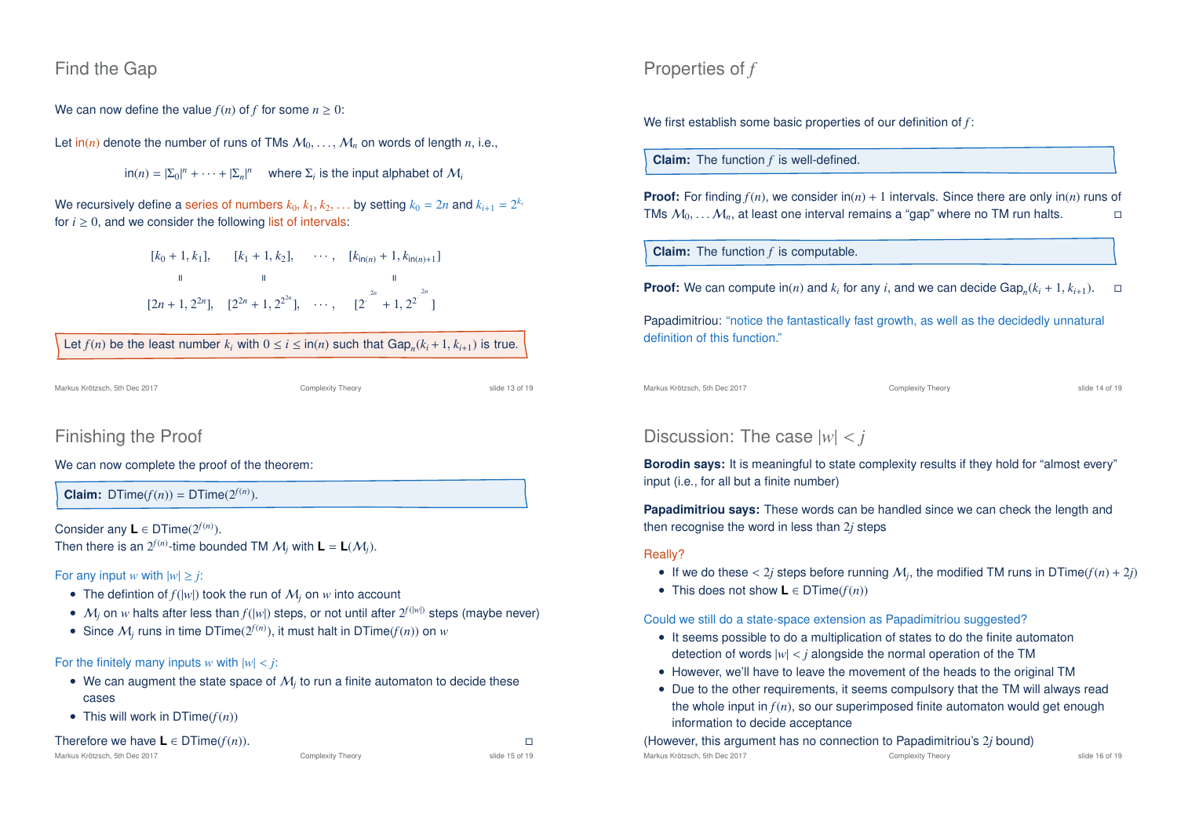## Find the Gap

We can now define the value $f(n)$ of $f$ for some $n \geq 0$:

Let $\mathsf{in}(n)$ denote the number of runs of TMs $\mathcal{M}_0, \ldots, \mathcal{M}_n$ on words of length $n$, i.e.,

$$\mathsf{in}(n) = |\Sigma_0|^n + \cdots + |\Sigma_n|^n \quad \text{where } \Sigma_i \text{ is the input alphabet of } \mathcal{M}_i$$

We recursively define a series of numbers $k_0, k_1, k_2, \ldots$ by setting $k_0 = 2n$ and $k_{i+1} = 2^{k_i}$ for $i \geq 0$, and we consider the following list of intervals:

$$[k_0 + 1, k_1], \quad [k_1 + 1, k_2], \quad \cdots, \quad [k_{\mathsf{in}(n)} + 1, k_{\mathsf{in}(n)+1}]$$

$$[2n + 1, 2^{2n}], \quad [2^{2n} + 1, 2^{2^{2n}}], \quad \cdots, \quad [2^{\cdot^{\cdot^{2n}}} + 1, 2^{2^{\cdot^{\cdot^{2n}}}}]$$

Let $f(n)$ be the least number $k_i$ with $0 \leq i \leq \mathsf{in}(n)$ such that $\mathsf{Gap}_n(k_i + 1, k_{i+1})$ is true.

## Properties of $f$

We first establish some basic properties of our definition of $f$:

**Claim:** The function $f$ is well-defined.

**Proof:** For finding $f(n)$, we consider $\mathsf{in}(n) + 1$ intervals. Since there are only $\mathsf{in}(n)$ runs of TMs $\mathcal{M}_0, \ldots \mathcal{M}_n$, at least one interval remains a "gap" where no TM run halts. □

**Claim:** The function $f$ is computable.

**Proof:** We can compute $\mathsf{in}(n)$ and $k_i$ for any $i$, and we can decide $\mathsf{Gap}_n(k_i + 1, k_{i+1})$. □

Papadimitriou: "notice the fantastically fast growth, as well as the decidedly unnatural definition of this function."

## Finishing the Proof

We can now complete the proof of the theorem:

**Claim:** $\mathsf{DTime}(f(n)) = \mathsf{DTime}(2^{f(n)})$.

Consider any $\mathbf{L} \in \mathsf{DTime}(2^{f(n)})$.
Then there is an $2^{f(n)}$-time bounded TM $\mathcal{M}_j$ with $\mathbf{L} = \mathbf{L}(\mathcal{M}_j)$.

For any input $w$ with $|w| \geq j$:

- The defintion of $f(|w|)$ took the run of $\mathcal{M}_j$ on $w$ into account
- $\mathcal{M}_j$ on $w$ halts after less than $f(|w|)$ steps, or not until after $2^{f(|w|)}$ steps (maybe never)
- Since $\mathcal{M}_j$ runs in time $\mathsf{DTime}(2^{f(n)})$, it must halt in $\mathsf{DTime}(f(n))$ on $w$

For the finitely many inputs $w$ with $|w| < j$:

- We can augment the state space of $\mathcal{M}_j$ to run a finite automaton to decide these cases
- This will work in $\mathsf{DTime}(f(n))$

Therefore we have $\mathbf{L} \in \mathsf{DTime}(f(n))$. □

## Discussion: The case $|w| < j$

**Borodin says:** It is meaningful to state complexity results if they hold for "almost every" input (i.e., for all but a finite number)

**Papadimitriou says:** These words can be handled since we can check the length and then recognise the word in less than $2j$ steps

Really?

- If we do these $< 2j$ steps before running $\mathcal{M}_j$, the modified TM runs in $\mathsf{DTime}(f(n) + 2j)$
- This does not show $\mathbf{L} \in \mathsf{DTime}(f(n))$

Could we still do a state-space extension as Papadimitriou suggested?

- It seems possible to do a multiplication of states to do the finite automaton detection of words $|w| < j$ alongside the normal operation of the TM
- However, we'll have to leave the movement of the heads to the original TM
- Due to the other requirements, it seems compulsory that the TM will always read the whole input in $f(n)$, so our superimposed finite automaton would get enough information to decide acceptance

(However, this argument has no connection to Papadimitriou's $2j$ bound)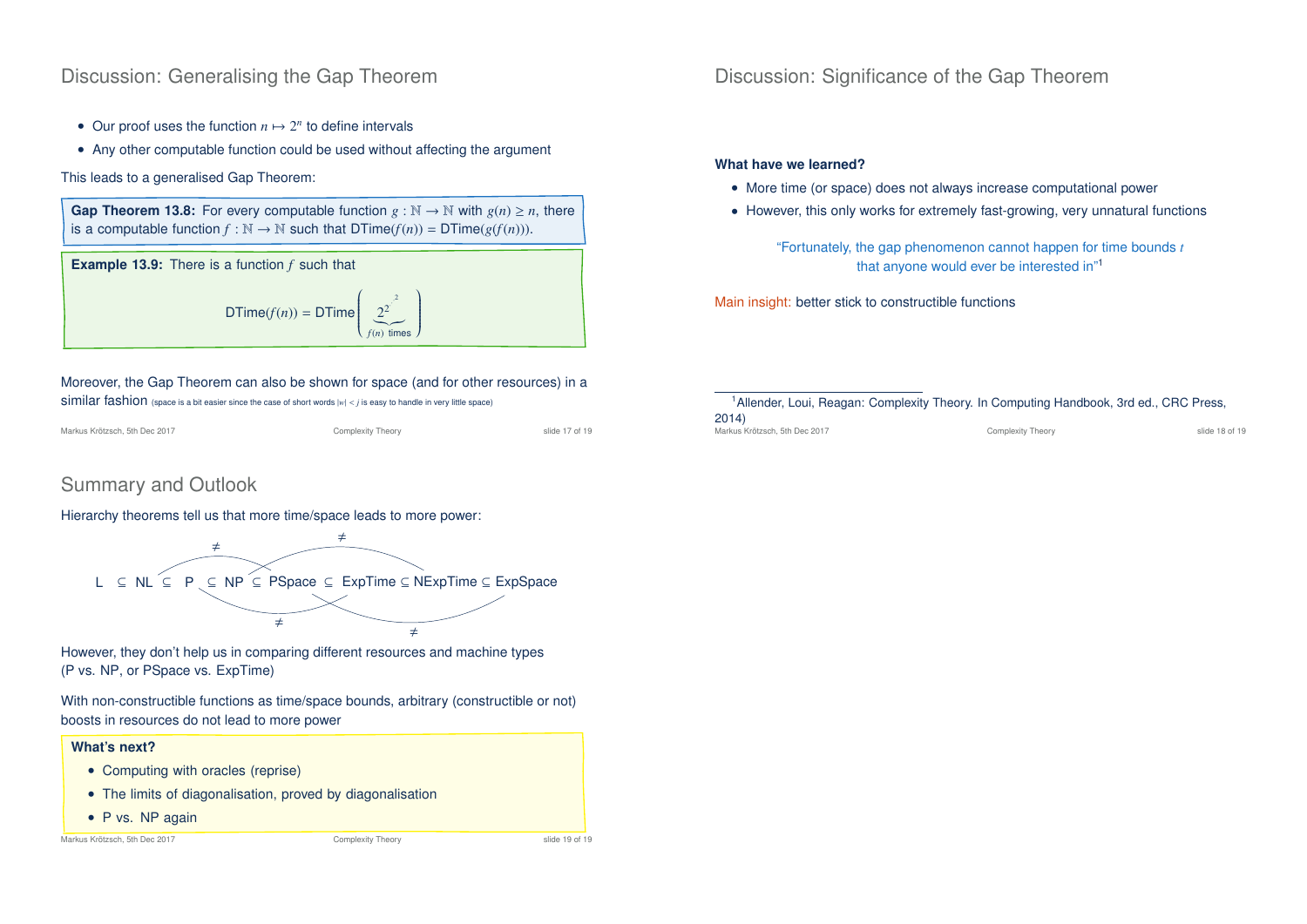## Discussion: Generalising the Gap Theorem

- Our proof uses the function $n \mapsto 2^n$ to define intervals
- Any other computable function could be used without affecting the argument

This leads to a generalised Gap Theorem:

**Gap Theorem 13.8:** For every computable function $g : \mathbb{N} \to \mathbb{N}$ with $g(n) \geq n$, there is a computable function $f : \mathbb{N} \to \mathbb{N}$ such that $\mathsf{DTime}(f(n)) = \mathsf{DTime}(g(f(n)))$.

**Example 13.9:** There is a function $f$ such that

$$\mathsf{DTime}(f(n)) = \mathsf{DTime}\left(\underbrace{2^{2^{\cdot^{\cdot^{2}}}}}_{f(n)\ \text{times}}\right)$$

Moreover, the Gap Theorem can also be shown for space (and for other resources) in a similar fashion (space is a bit easier since the case of short words $|w| < j$ is easy to handle in very little space)

## Discussion: Significance of the Gap Theorem

**What have we learned?**

- More time (or space) does not always increase computational power
- However, this only works for extremely fast-growing, very unnatural functions

"Fortunately, the gap phenomenon cannot happen for time bounds $t$ that anyone would ever be interested in"[1]

Main insight: better stick to constructible functions

[1] Allender, Loui, Reagan: Complexity Theory. In Computing Handbook, 3rd ed., CRC Press, 2014)

## Summary and Outlook

Hierarchy theorems tell us that more time/space leads to more power:

$$\mathsf{L} \subseteq \mathsf{NL} \subseteq \mathsf{P} \subseteq \mathsf{NP} \subseteq \mathsf{PSpace} \subseteq \mathsf{ExpTime} \subseteq \mathsf{NExpTime} \subseteq \mathsf{ExpSpace}$$

$\neq$ (NL vs. PSpace), $\neq$ (NP vs. NExpTime), $\neq$ (P vs. ExpTime), $\neq$ (PSpace vs. ExpSpace)

However, they don't help us in comparing different resources and machine types (P vs. NP, or PSpace vs. ExpTime)

With non-constructible functions as time/space bounds, arbitrary (constructible or not) boosts in resources do not lead to more power

**What's next?**

- Computing with oracles (reprise)
- The limits of diagonalisation, proved by diagonalisation
- P vs. NP again